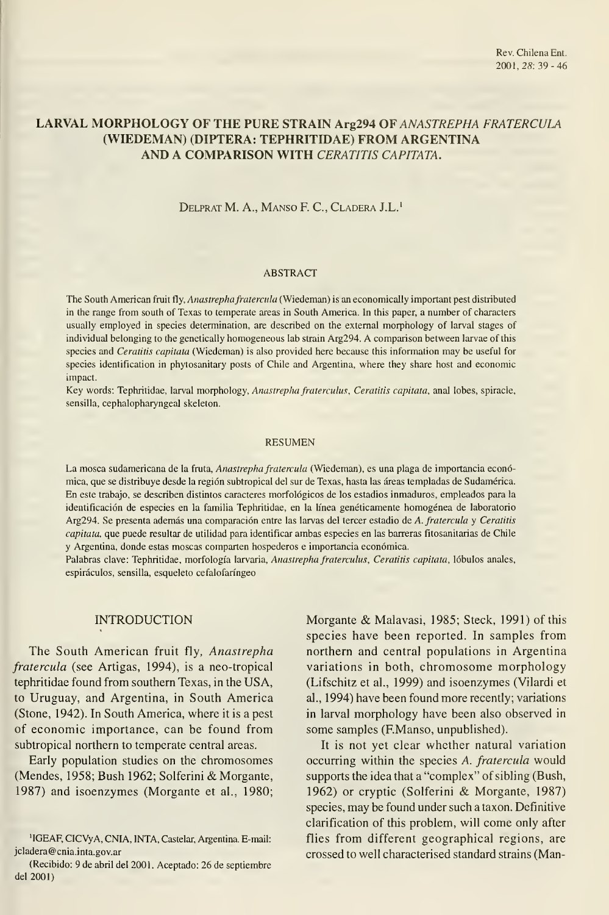# LARVAL MORPHOLOGY OF THE PURE STRAIN Arg294 OF *ANASTREPHA FRATERCULA* (WIEDEMAN) (DIPTERA: TEPHRITIDAE) FROM ARGENTINA AND A COMPARISON WITH *CERATITIS CAPITATA*.

Delprat M. A., Manso F. C., Cladera J.L.[1]

## ABSTRACT

The South American fruit fly, *Anastrepha fratercula* (Wiedeman) is an economically important pest distributed in the range from south of Texas to temperate areas in South America. In this paper, a number of characters usually employed in species determination, are described on the external morphology of larval stages of individual belonging to the genetically homogeneous lab strain Arg294. A comparison between larvae of this species and *Ceratitis capitata* (Wiedeman) is also provided here because this information may be useful for species identification in phytosanitary posts of Chile and Argentina, where they share host and economic impact.

Key words: Tephritidae, larval morphology, *Anastrepha fraterculus*, *Ceratitis capitata*, anal lobes, spiracle, sensilla, cephalopharyngeal skeleton.

## RESUMEN

La mosca sudamericana de la fruta, *Anastrepha fratercula* (Wiedeman), es una plaga de importancia económica, que se distribuye desde la región subtropical del sur de Texas, hasta las áreas templadas de Sudamérica. En este trabajo, se describen distintos caracteres morfológicos de los estadios inmaduros, empleados para la identificación de especies en la familia Tephritidae, en la línea genéticamente homogénea de laboratorio Arg294. Se presenta además una comparación entre las larvas del tercer estadio de *A. fratercula* y *Ceratitis capitata*, que puede resultar de utilidad para identificar ambas especies en las barreras fitosanitarias de Chile y Argentina, donde estas moscas comparten hospederos e importancia económica.

Palabras clave: Tephritidae, morfología larvaria, *Anastrepha fraterculus*, *Ceratitis capitata*, lóbulos anales, espiráculos, sensilla, esqueleto cefalofaríngeo

## INTRODUCTION

The South American fruit fly, *Anastrepha fratercula* (see Artigas, 1994), is a neo-tropical tephritidae found from southern Texas, in the USA, to Uruguay, and Argentina, in South America (Stone, 1942). In South America, where it is a pest of economic importance, can be found from subtropical northern to temperate central areas.

Early population studies on the chromosomes (Mendes, 1958; Bush 1962; Solferini & Morgante, 1987) and isoenzymes (Morgante et al., 1980; Morgante & Malavasi, 1985; Steck, 1991) of this species have been reported. In samples from northern and central populations in Argentina variations in both, chromosome morphology (Lifschitz et al., 1999) and isoenzymes (Vilardi et al., 1994) have been found more recently; variations in larval morphology have been also observed in some samples (F.Manso, unpublished).

It is not yet clear whether natural variation occurring within the species *A. fratercula* would supports the idea that a "complex" of sibling (Bush, 1962) or cryptic (Solferini & Morgante, 1987) species, may be found under such a taxon. Definitive clarification of this problem, will come only after flies from different geographical regions, are crossed to well characterised standard strains (Man-

[1]IGEAF, CICVyA, CNIA, INTA, Castelar, Argentina. E-mail: jcladera@cnia.inta.gov.ar

(Recibido: 9 de abril del 2001. Aceptado: 26 de septiembre del 2001)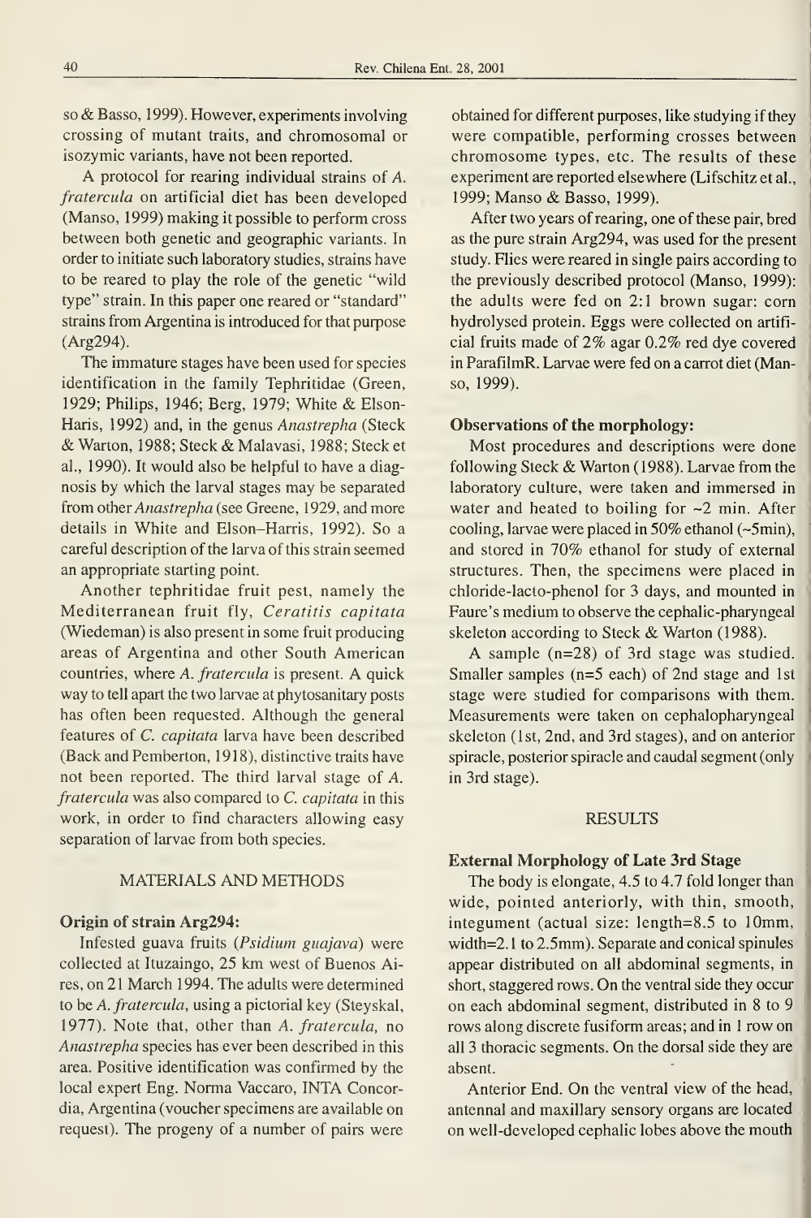so & Basso, 1999). However, experiments involving crossing of mutant traits, and chromosomal or isozymic variants, have not been reported.

A protocol for rearing individual strains of *A. fraterculus* on artificial diet has been developed (Manso, 1999) making it possible to perform cross between both genetic and geographic variants. In order to initiate such laboratory studies, strains have to be reared to play the role of the genetic "wild type" strain. In this paper one reared or "standard" strains from Argentina is introduced for that purpose (Arg294).

The immature stages have been used for species identification in the family Tephritidae (Green, 1929; Philips, 1946; Berg, 1979; White & Elson-Haris, 1992) and, in the genus *Anastrepha* (Steck & Warton, 1988; Steck & Malavasi, 1988; Steck et al., 1990). It would also be helpful to have a diagnosis by which the larval stages may be separated from other *Anastrepha* (see Greene, 1929, and more details in White and Elson–Harris, 1992). So a careful description of the larva of this strain seemed an appropriate starting point.

Another tephritidae fruit pest, namely the Mediterranean fruit fly, *Ceratitis capitata* (Wiedeman) is also present in some fruit producing areas of Argentina and other South American countries, where *A. fraterculus* is present. A quick way to tell apart the two larvae at phytosanitary posts has often been requested. Although the general features of *C. capitata* larva have been described (Back and Pemberton, 1918), distinctive traits have not been reported. The third larval stage of *A. fraterculus* was also compared to *C. capitata* in this work, in order to find characters allowing easy separation of larvae from both species.

## MATERIALS AND METHODS

### Origin of strain Arg294:

Infested guava fruits (*Psidium guajava*) were collected at Ituzaingo, 25 km west of Buenos Aires, on 21 March 1994. The adults were determined to be *A. fraterculus*, using a pictorial key (Steyskal, 1977). Note that, other than *A. fraterculus*, no *Anastrepha* species has ever been described in this area. Positive identification was confirmed by the local expert Eng. Norma Vaccaro, INTA Concordia, Argentina (voucher specimens are available on request). The progeny of a number of pairs were obtained for different purposes, like studying if they were compatible, performing crosses between chromosome types, etc. The results of these experiment are reported elsewhere (Lifschitz et al., 1999; Manso & Basso, 1999).

After two years of rearing, one of these pair, bred as the pure strain Arg294, was used for the present study. Flies were reared in single pairs according to the previously described protocol (Manso, 1999): the adults were fed on 2:1 brown sugar: corn hydrolysed protein. Eggs were collected on artificial fruits made of 2% agar 0.2% red dye covered in ParafilmR. Larvae were fed on a carrot diet (Manso, 1999).

### Observations of the morphology:

Most procedures and descriptions were done following Steck & Warton (1988). Larvae from the laboratory culture, were taken and immersed in water and heated to boiling for ~2 min. After cooling, larvae were placed in 50% ethanol (~5min), and stored in 70% ethanol for study of external structures. Then, the specimens were placed in chloride-lacto-phenol for 3 days, and mounted in Faure's medium to observe the cephalic-pharyngeal skeleton according to Steck & Warton (1988).

A sample (n=28) of 3rd stage was studied. Smaller samples (n=5 each) of 2nd stage and 1st stage were studied for comparisons with them. Measurements were taken on cephalopharyngeal skeleton (1st, 2nd, and 3rd stages), and on anterior spiracle, posterior spiracle and caudal segment (only in 3rd stage).

## RESULTS

### External Morphology of Late 3rd Stage

The body is elongate, 4.5 to 4.7 fold longer than wide, pointed anteriorly, with thin, smooth, integument (actual size: length=8.5 to 10mm, width=2.1 to 2.5mm). Separate and conical spinules appear distributed on all abdominal segments, in short, staggered rows. On the ventral side they occur on each abdominal segment, distributed in 8 to 9 rows along discrete fusiform areas; and in 1 row on all 3 thoracic segments. On the dorsal side they are absent.

Anterior End. On the ventral view of the head, antennal and maxillary sensory organs are located on well-developed cephalic lobes above the mouth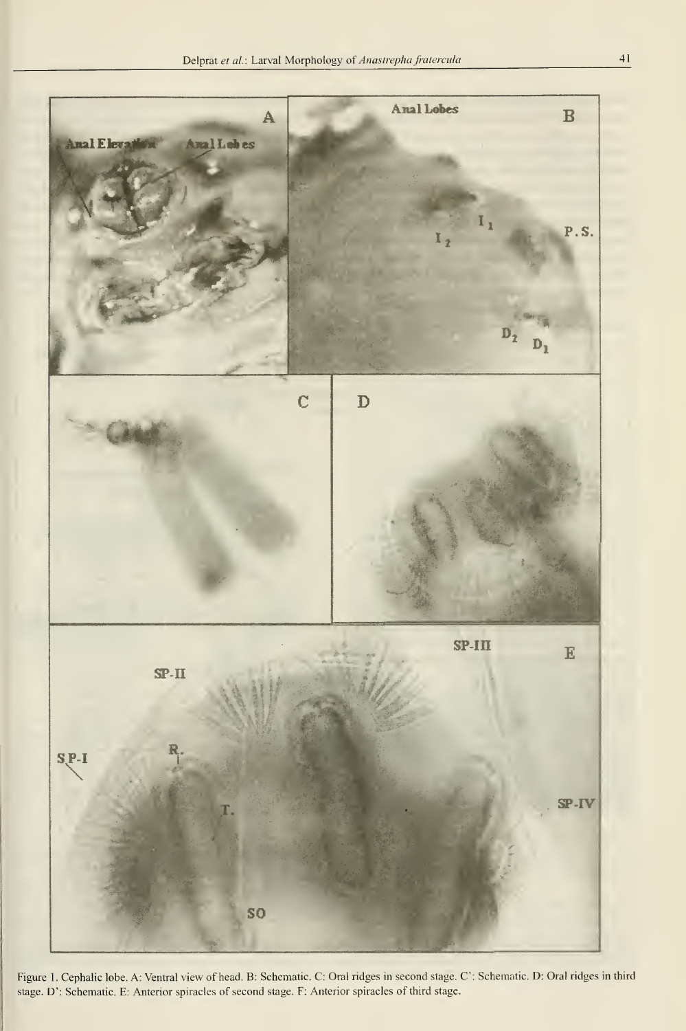Figure 1. Cephalic lobe. A: Ventral view of head. B: Schematic. C: Oral ridges in second stage. C': Schematic. D: Oral ridges in third stage. D': Schematic. E: Anterior spiracles of second stage. F: Anterior spiracles of third stage.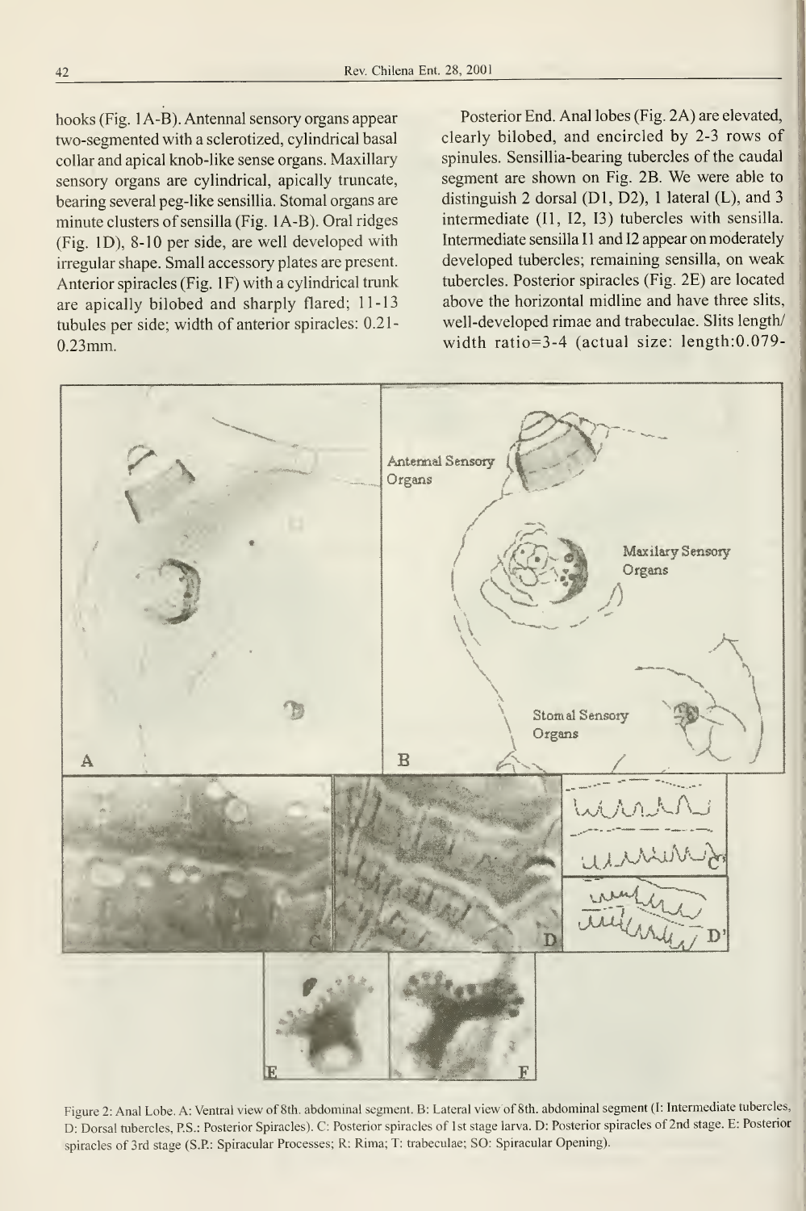hooks (Fig. 1A-B). Antennal sensory organs appear two-segmented with a sclerotized, cylindrical basal collar and apical knob-like sense organs. Maxillary sensory organs are cylindrical, apically truncate, bearing several peg-like sensillia. Stomal organs are minute clusters of sensilla (Fig. 1A-B). Oral ridges (Fig. 1D), 8-10 per side, are well developed with irregular shape. Small accessory plates are present. Anterior spiracles (Fig. 1F) with a cylindrical trunk are apically bilobed and sharply flared; 11-13 tubules per side; width of anterior spiracles: 0.21-0.23mm.

Posterior End. Anal lobes (Fig. 2A) are elevated, clearly bilobed, and encircled by 2-3 rows of spinules. Sensillia-bearing tubercles of the caudal segment are shown on Fig. 2B. We were able to distinguish 2 dorsal (D1, D2), 1 lateral (L), and 3 intermediate (I1, I2, I3) tubercles with sensilla. Intermediate sensilla I1 and I2 appear on moderately developed tubercles; remaining sensilla, on weak tubercles. Posterior spiracles (Fig. 2E) are located above the horizontal midline and have three slits, well-developed rimae and trabeculae. Slits length/width ratio=3-4 (actual size: length:0.079-

Figure 2: Anal Lobe. A: Ventral view of 8th. abdominal segment. B: Lateral view of 8th. abdominal segment (I: Intermediate tubercles, D: Dorsal tubercles, P.S.: Posterior Spiracles). C: Posterior spiracles of 1st stage larva. D: Posterior spiracles of 2nd stage. E: Posterior spiracles of 3rd stage (S.P.: Spiracular Processes; R: Rima; T: trabeculae; SO: Spiracular Opening).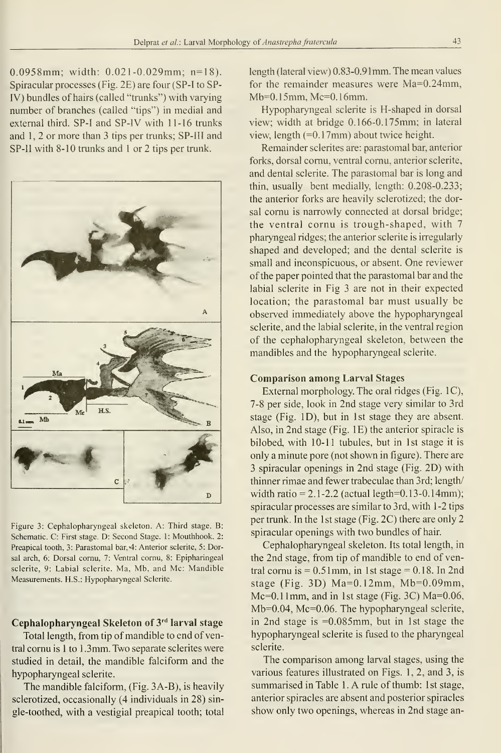0.0958mm; width: 0.021-0.029mm; n=18). Spiracular processes (Fig. 2E) are four (SP-I to SP-IV) bundles of hairs (called "trunks") with varying number of branches (called "tips") in medial and external third. SP-I and SP-IV with 11-16 trunks and 1, 2 or more than 3 tips per trunks; SP-III and SP-II with 8-10 trunks and 1 or 2 tips per trunk.

Figure 3: Cephalopharyngeal skeleton. A: Third stage. B: Schematic. C: First stage. D: Second Stage. 1: Mouthhook, 2: Preapical tooth, 3: Parastomal bar, 4: Anterior sclerite, 5: Dorsal arch, 6: Dorsal cornu, 7: Ventral cornu, 8: Epipharingeal sclerite, 9: Labial sclerite. Ma, Mb, and Mc: Mandible Measurements. H.S.: Hypopharyngeal Sclerite.

### Cephalopharyngeal Skeleton of 3rd larval stage

Total length, from tip of mandible to end of ventral cornu is 1 to 1.3mm. Two separate sclerites were studied in detail, the mandible falciform and the hypopharyngeal sclerite.

The mandible falciform, (Fig. 3A-B), is heavily sclerotized, occasionally (4 individuals in 28) single-toothed, with a vestigial preapical tooth; total length (lateral view) 0.83-0.91mm. The mean values for the remainder measures were Ma=0.24mm, Mb=0.15mm, Mc=0.16mm.

Hypopharyngeal sclerite is H-shaped in dorsal view; width at bridge 0.166-0.175mm; in lateral view, length (=0.17mm) about twice height.

Remainder sclerites are: parastomal bar, anterior forks, dorsal cornu, ventral cornu, anterior sclerite, and dental sclerite. The parastomal bar is long and thin, usually bent medially, length: 0.208-0.233; the anterior forks are heavily sclerotized; the dorsal cornu is narrowly connected at dorsal bridge; the ventral cornu is trough-shaped, with 7 pharyngeal ridges; the anterior sclerite is irregularly shaped and developed; and the dental sclerite is small and inconspicuous, or absent. One reviewer of the paper pointed that the parastomal bar and the labial sclerite in Fig 3 are not in their expected location; the parastomal bar must usually be observed immediately above the hypopharyngeal sclerite, and the labial sclerite, in the ventral region of the cephalopharyngeal skeleton, between the mandibles and the hypopharyngeal sclerite.

### Comparison among Larval Stages

External morphology. The oral ridges (Fig. 1C), 7-8 per side, look in 2nd stage very similar to 3rd stage (Fig. 1D), but in 1st stage they are absent. Also, in 2nd stage (Fig. 1E) the anterior spiracle is bilobed, with 10-11 tubules, but in 1st stage it is only a minute pore (not shown in figure). There are 3 spiracular openings in 2nd stage (Fig. 2D) with thinner rimae and fewer trabeculae than 3rd; length/width ratio = 2.1-2.2 (actual legth=0.13-0.14mm); spiracular processes are similar to 3rd, with 1-2 tips per trunk. In the 1st stage (Fig. 2C) there are only 2 spiracular openings with two bundles of hair.

Cephalopharyngeal skeleton. Its total length, in the 2nd stage, from tip of mandible to end of ventral cornu is = 0.51mm, in 1st stage = 0.18. In 2nd stage (Fig. 3D) Ma=0.12mm, Mb=0.09mm, Mc=0.11mm, and in 1st stage (Fig. 3C) Ma=0.06, Mb=0.04, Mc=0.06. The hypopharyngeal sclerite, in 2nd stage is =0.085mm, but in 1st stage the hypopharyngeal sclerite is fused to the pharyngeal sclerite.

The comparison among larval stages, using the various features illustrated on Figs. 1, 2, and 3, is summarised in Table 1. A rule of thumb: 1st stage, anterior spiracles are absent and posterior spiracles show only two openings, whereas in 2nd stage an-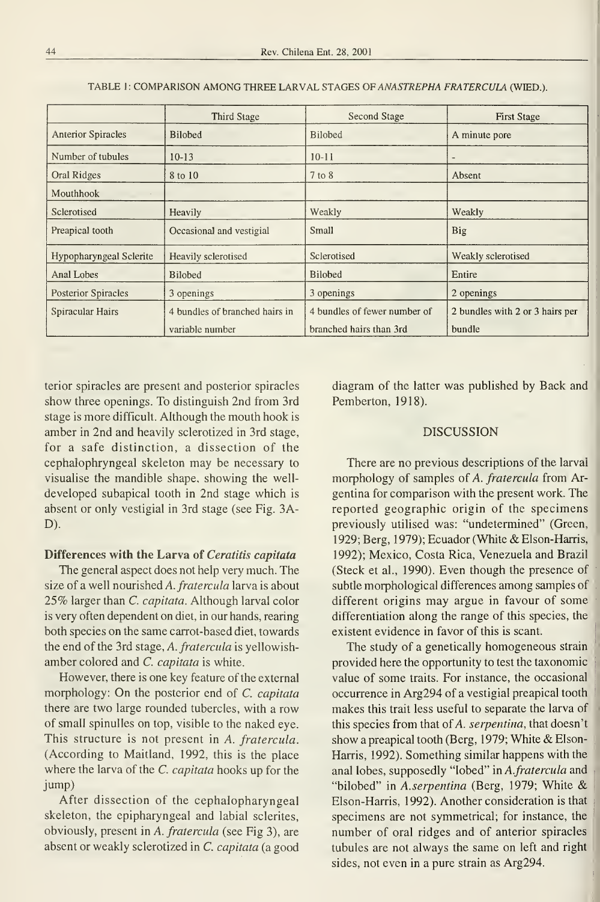TABLE 1: COMPARISON AMONG THREE LARVAL STAGES OF *ANASTREPHA FRATERCULA* (WIED.).

| | Third Stage | Second Stage | First Stage |
|---|---|---|---|
| Anterior Spiracles | Bilobed | Bilobed | A minute pore |
| Number of tubules | 10-13 | 10-11 | - |
| Oral Ridges | 8 to 10 | 7 to 8 | Absent |
| Mouthhook | | | |
| Sclerotised | Heavily | Weakly | Weakly |
| Preapical tooth | Occasional and vestigial | Small | Big |
| Hypopharyngeal Sclerite | Heavily sclerotised | Sclerotised | Weakly sclerotised |
| Anal Lobes | Bilobed | Bilobed | Entire |
| Posterior Spiracles | 3 openings | 3 openings | 2 openings |
| Spiracular Hairs | 4 bundles of branched hairs in variable number | 4 bundles of fewer number of branched hairs than 3rd | 2 bundles with 2 or 3 hairs per bundle |

terior spiracles are present and posterior spiracles show three openings. To distinguish 2nd from 3rd stage is more difficult. Although the mouth hook is amber in 2nd and heavily sclerotized in 3rd stage, for a safe distinction, a dissection of the cephalophryngeal skeleton may be necessary to visualise the mandible shape, showing the well-developed subapical tooth in 2nd stage which is absent or only vestigial in 3rd stage (see Fig. 3A-D).

**Differences with the Larva of *Ceratitis capitata***

The general aspect does not help very much. The size of a well nourished *A. fratercula* larva is about 25% larger than *C. capitata*. Although larval color is very often dependent on diet, in our hands, rearing both species on the same carrot-based diet, towards the end of the 3rd stage, *A. fratercula* is yellowish-amber colored and *C. capitata* is white.

However, there is one key feature of the external morphology: On the posterior end of *C. capitata* there are two large rounded tubercles, with a row of small spinulles on top, visible to the naked eye. This structure is not present in *A. fratercula*. (According to Maitland, 1992, this is the place where the larva of the *C. capitata* hooks up for the jump)

After dissection of the cephalopharyngeal skeleton, the epipharyngeal and labial sclerites, obviously, present in *A. fratercula* (see Fig 3), are absent or weakly sclerotized in *C. capitata* (a good diagram of the latter was published by Back and Pemberton, 1918).

## DISCUSSION

There are no previous descriptions of the larval morphology of samples of *A. fratercula* from Argentina for comparison with the present work. The reported geographic origin of the specimens previously utilised was: "undetermined" (Green, 1929; Berg, 1979); Ecuador (White & Elson-Harris, 1992); Mexico, Costa Rica, Venezuela and Brazil (Steck et al., 1990). Even though the presence of subtle morphological differences among samples of different origins may argue in favour of some differentiation along the range of this species, the existent evidence in favor of this is scant.

The study of a genetically homogeneous strain provided here the opportunity to test the taxonomic value of some traits. For instance, the occasional occurrence in Arg294 of a vestigial preapical tooth makes this trait less useful to separate the larva of this species from that of *A. serpentina*, that doesn't show a preapical tooth (Berg, 1979; White & Elson-Harris, 1992). Something similar happens with the anal lobes, supposedly "lobed" in *A.fratercula* and "bilobed" in *A.serpentina* (Berg, 1979; White & Elson-Harris, 1992). Another consideration is that specimens are not symmetrical; for instance, the number of oral ridges and of anterior spiracles tubules are not always the same on left and right sides, not even in a pure strain as Arg294.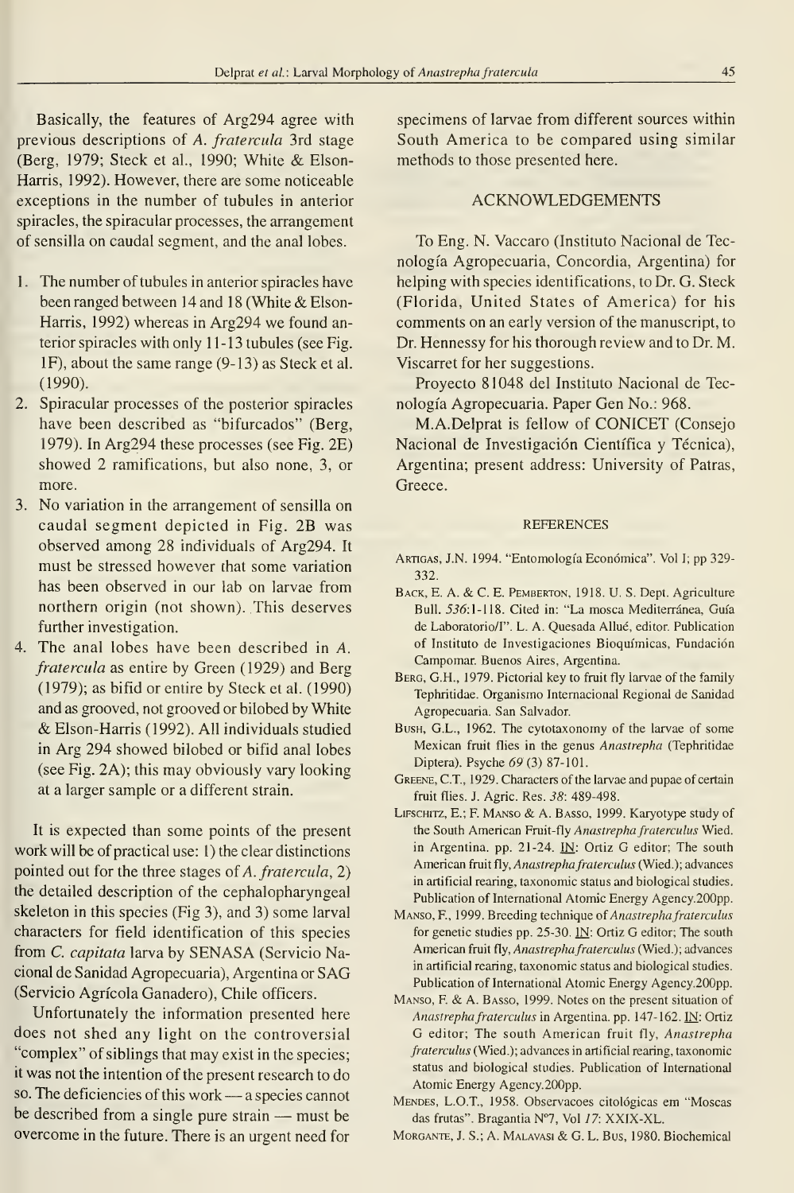Basically, the features of Arg294 agree with previous descriptions of *A. fratercula* 3rd stage (Berg, 1979; Steck et al., 1990; White & Elson-Harris, 1992). However, there are some noticeable exceptions in the number of tubules in anterior spiracles, the spiracular processes, the arrangement of sensilla on caudal segment, and the anal lobes.

1. The number of tubules in anterior spiracles have been ranged between 14 and 18 (White & Elson-Harris, 1992) whereas in Arg294 we found anterior spiracles with only 11-13 tubules (see Fig. 1F), about the same range (9-13) as Steck et al. (1990).
2. Spiracular processes of the posterior spiracles have been described as "bifurcados" (Berg, 1979). In Arg294 these processes (see Fig. 2E) showed 2 ramifications, but also none, 3, or more.
3. No variation in the arrangement of sensilla on caudal segment depicted in Fig. 2B was observed among 28 individuals of Arg294. It must be stressed however that some variation has been observed in our lab on larvae from northern origin (not shown). This deserves further investigation.
4. The anal lobes have been described in *A. fratercula* as entire by Green (1929) and Berg (1979); as bifid or entire by Steck et al. (1990) and as grooved, not grooved or bilobed by White & Elson-Harris (1992). All individuals studied in Arg 294 showed bilobed or bifid anal lobes (see Fig. 2A); this may obviously vary looking at a larger sample or a different strain.

It is expected than some points of the present work will be of practical use: 1) the clear distinctions pointed out for the three stages of *A. fratercula*, 2) the detailed description of the cephalopharyngeal skeleton in this species (Fig 3), and 3) some larval characters for field identification of this species from *C. capitata* larva by SENASA (Servicio Nacional de Sanidad Agropecuaria), Argentina or SAG (Servicio Agrícola Ganadero), Chile officers.

Unfortunately the information presented here does not shed any light on the controversial "complex" of siblings that may exist in the species; it was not the intention of the present research to do so. The deficiencies of this work — a species cannot be described from a single pure strain — must be overcome in the future. There is an urgent need for specimens of larvae from different sources within South America to be compared using similar methods to those presented here.

## ACKNOWLEDGEMENTS

To Eng. N. Vaccaro (Instituto Nacional de Tecnología Agropecuaria, Concordia, Argentina) for helping with species identifications, to Dr. G. Steck (Florida, United States of America) for his comments on an early version of the manuscript, to Dr. Hennessy for his thorough review and to Dr. M. Viscarret for her suggestions.

Proyecto 81048 del Instituto Nacional de Tecnología Agropecuaria. Paper Gen No.: 968.

M.A.Delprat is fellow of CONICET (Consejo Nacional de Investigación Científica y Técnica), Argentina; present address: University of Patras, Greece.

## REFERENCES

Artigas, J.N. 1994. "Entomología Económica". Vol I; pp 329-332.

Back, E. A. & C. E. Pemberton, 1918. U. S. Dept. Agriculture Bull. *536*:1-118. Cited in: "La mosca Mediterránea, Guía de Laboratorio/I". L. A. Quesada Allué, editor. Publication of Instituto de Investigaciones Bioquímicas, Fundación Campomar. Buenos Aires, Argentina.

Berg, G.H., 1979. Pictorial key to fruit fly larvae of the family Tephritidae. Organismo Internacional Regional de Sanidad Agropecuaria. San Salvador.

Bush, G.L., 1962. The cytotaxonomy of the larvae of some Mexican fruit flies in the genus *Anastrepha* (Tephritidae Diptera). Psyche *69* (3) 87-101.

Greene, C.T., 1929. Characters of the larvae and pupae of certain fruit flies. J. Agric. Res. *38*: 489-498.

Lifschitz, E.; F. Manso & A. Basso, 1999. Karyotype study of the South American Fruit-fly *Anastrepha fraterculus* Wied. in Argentina. pp. 21-24. IN: Ortiz G editor; The south American fruit fly, *Anastrepha fraterculus* (Wied.); advances in artificial rearing, taxonomic status and biological studies. Publication of International Atomic Energy Agency.200pp.

Manso, F., 1999. Breeding technique of *Anastrepha fraterculus* for genetic studies pp. 25-30. IN: Ortiz G editor; The south American fruit fly, *Anastrepha fraterculus* (Wied.); advances in artificial rearing, taxonomic status and biological studies. Publication of International Atomic Energy Agency.200pp.

Manso, F. & A. Basso, 1999. Notes on the present situation of *Anastrepha fraterculus* in Argentina. pp. 147-162. IN: Ortiz G editor; The south American fruit fly, *Anastrepha fraterculus* (Wied.); advances in artificial rearing, taxonomic status and biological studies. Publication of International Atomic Energy Agency.200pp.

Mendes, L.O.T., 1958. Observacoes citológicas em "Moscas das frutas". Bragantia N°7, Vol *17*: XXIX-XL.

Morgante, J. S.; A. Malavasi & G. L. Bus, 1980. Biochemical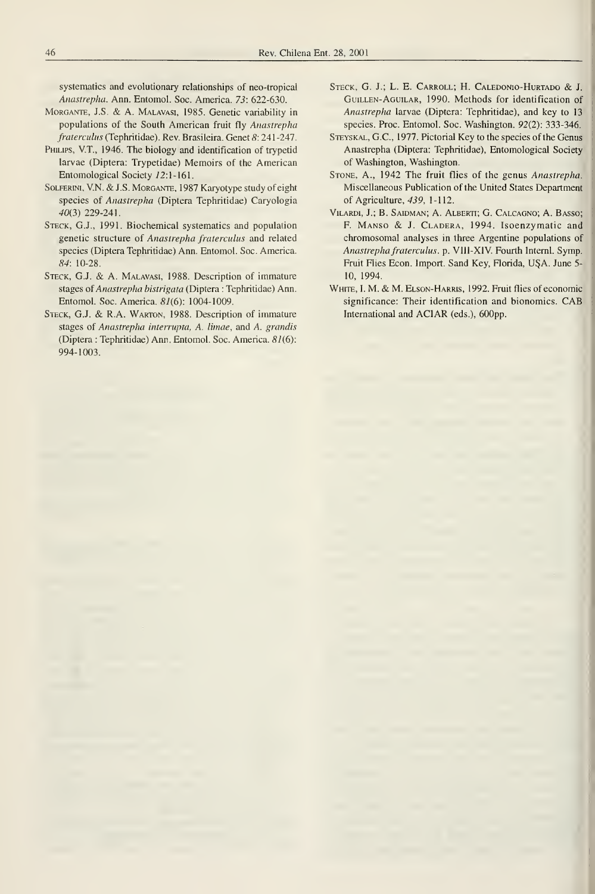systematics and evolutionary relationships of neo-tropical *Anastrepha*. Ann. Entomol. Soc. America. *73*: 622-630.

Morgante, J.S. & A. Malavasi, 1985. Genetic variability in populations of the South American fruit fly *Anastrepha fraterculus* (Tephritidae). Rev. Brasileira. Genet *8*: 241-247.

Philips, V.T., 1946. The biology and identification of trypetid larvae (Diptera: Trypetidae) Memoirs of the American Entomological Society *12*:1-161.

Solferini, V.N. & J.S. Morgante, 1987 Karyotype study of eight species of *Anastrepha* (Diptera Tephritidae) Caryologia *40*(3) 229-241.

Steck, G.J., 1991. Biochemical systematics and population genetic structure of *Anastrepha fraterculus* and related species (Diptera Tephritidae) Ann. Entomol. Soc. America. *84*: 10-28.

Steck, G.J. & A. Malavasi, 1988. Description of immature stages of *Anastrepha bistrigata* (Diptera : Tephritidae) Ann. Entomol. Soc. America. *81*(6): 1004-1009.

Steck, G.J. & R.A. Warton, 1988. Description of immature stages of *Anastrepha interrupta, A. limae*, and *A. grandis* (Diptera : Tephritidae) Ann. Entomol. Soc. America. *81*(6): 994-1003.

Steck, G. J.; L. E. Carroll; H. Caledonio-Hurtado & J. Guillen-Aguilar, 1990. Methods for identification of *Anastrepha* larvae (Diptera: Tephritidae), and key to 13 species. Proc. Entomol. Soc. Washington. *92*(2): 333-346.

Steyskal, G.C., 1977. Pictorial Key to the species of the Genus Anastrepha (Diptera: Tephritidae), Entomological Society of Washington, Washington.

Stone, A., 1942 The fruit flies of the genus *Anastrepha*. Miscellaneous Publication of the United States Department of Agriculture, *439*, 1-112.

Vilardi, J.; B. Saidman; A. Alberti; G. Calcagno; A. Basso; F. Manso & J. Cladera, 1994. Isoenzymatic and chromosomal analyses in three Argentine populations of *Anastrepha fraterculus*. p. VIII-XIV. Fourth Internl. Symp. Fruit Flies Econ. Import. Sand Key, Florida, UŞA. June 5-10, 1994.

White, I. M. & M. Elson-Harris, 1992. Fruit flies of economic significance: Their identification and bionomics. CAB International and ACIAR (eds.), 600pp.